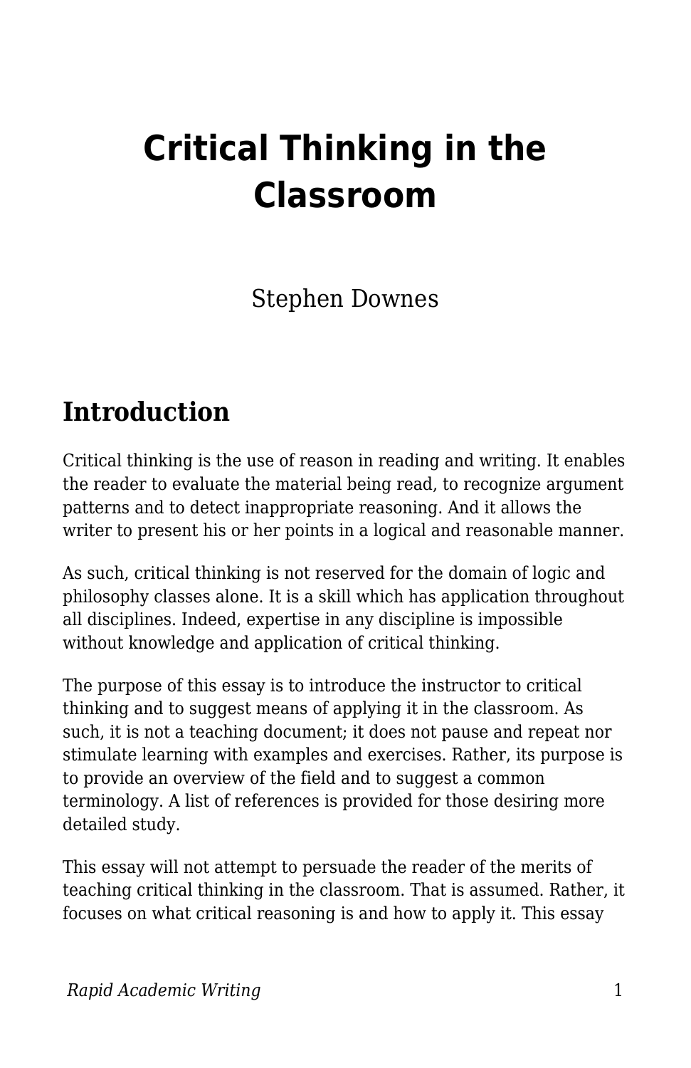# Critical Thinking in the Classroom

Stephen Downes

## Introduction

Critical thinking is the use of reason in reading and writing. It enables the reader to evaluate the material being read, to recognize argument patterns and to detect inappropriate reasoning. And it allows the writer to present his or her points in a logical and reasonable manner.

As such, critical thinking is not reserved for the domain of logic and philosophy classes alone. It is a skill which has application throughout all disciplines. Indeed, expertise in any discipline is impossible without knowledge and application of critical thinking.

The purpose of this essay is to introduce the instructor to critical thinking and to suggest means of applying it in the classroom. As such, it is not a teaching document; it does not pause and repeat nor stimulate learning with examples and exercises. Rather, its purpose is to provide an overview of the field and to suggest a common terminology. A list of references is provided for those desiring more detailed study.

This essay will not attempt to persuade the reader of the merits of teaching critical thinking in the classroom. That is assumed. Rather, it focuses on what critical reasoning is and how to apply it. This essay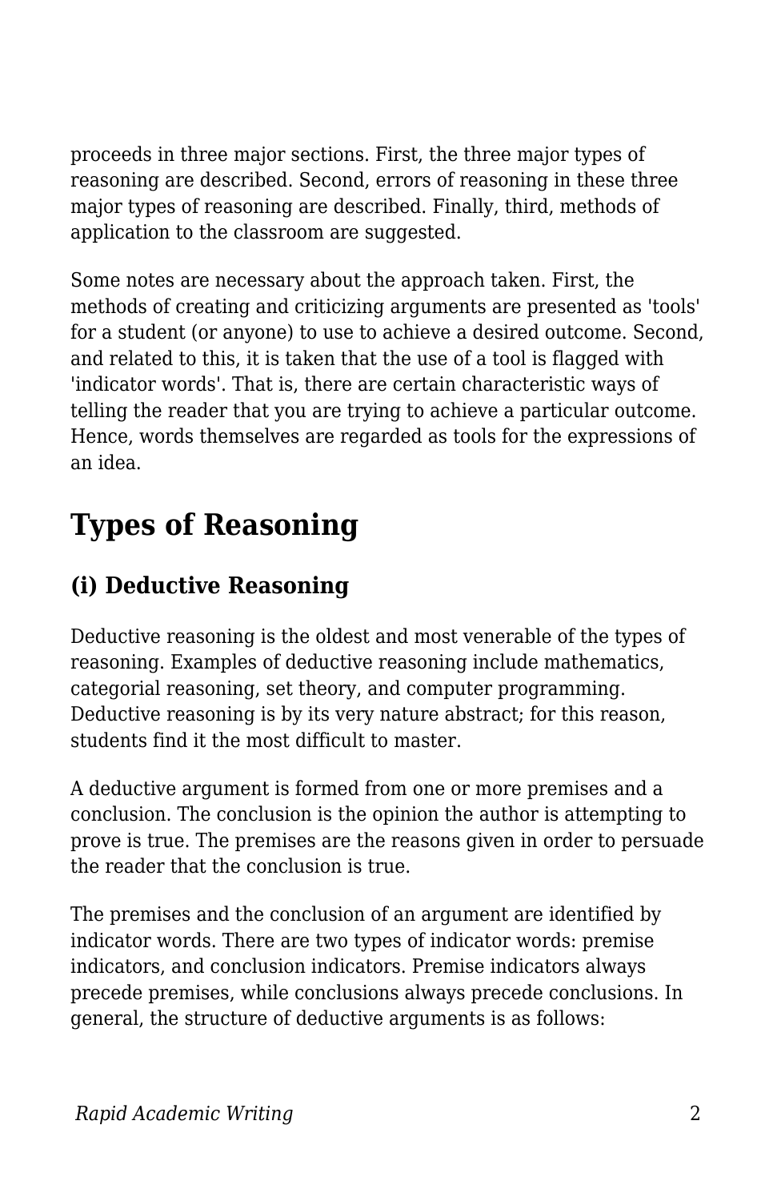proceeds in three major sections. First, the three major types of reasoning are described. Second, errors of reasoning in these three major types of reasoning are described. Finally, third, methods of application to the classroom are suggested.

Some notes are necessary about the approach taken. First, the methods of creating and criticizing arguments are presented as 'tools' for a student (or anyone) to use to achieve a desired outcome. Second, and related to this, it is taken that the use of a tool is flagged with 'indicator words'. That is, there are certain characteristic ways of telling the reader that you are trying to achieve a particular outcome. Hence, words themselves are regarded as tools for the expressions of an idea.

## Types of Reasoning

### (i) Deductive Reasoning

Deductive reasoning is the oldest and most venerable of the types of reasoning. Examples of deductive reasoning include mathematics, categorial reasoning, set theory, and computer programming. Deductive reasoning is by its very nature abstract; for this reason, students find it the most difficult to master.

A deductive argument is formed from one or more premises and a conclusion. The conclusion is the opinion the author is attempting to prove is true. The premises are the reasons given in order to persuade the reader that the conclusion is true.

The premises and the conclusion of an argument are identified by indicator words. There are two types of indicator words: premise indicators, and conclusion indicators. Premise indicators always precede premises, while conclusions always precede conclusions. In general, the structure of deductive arguments is as follows: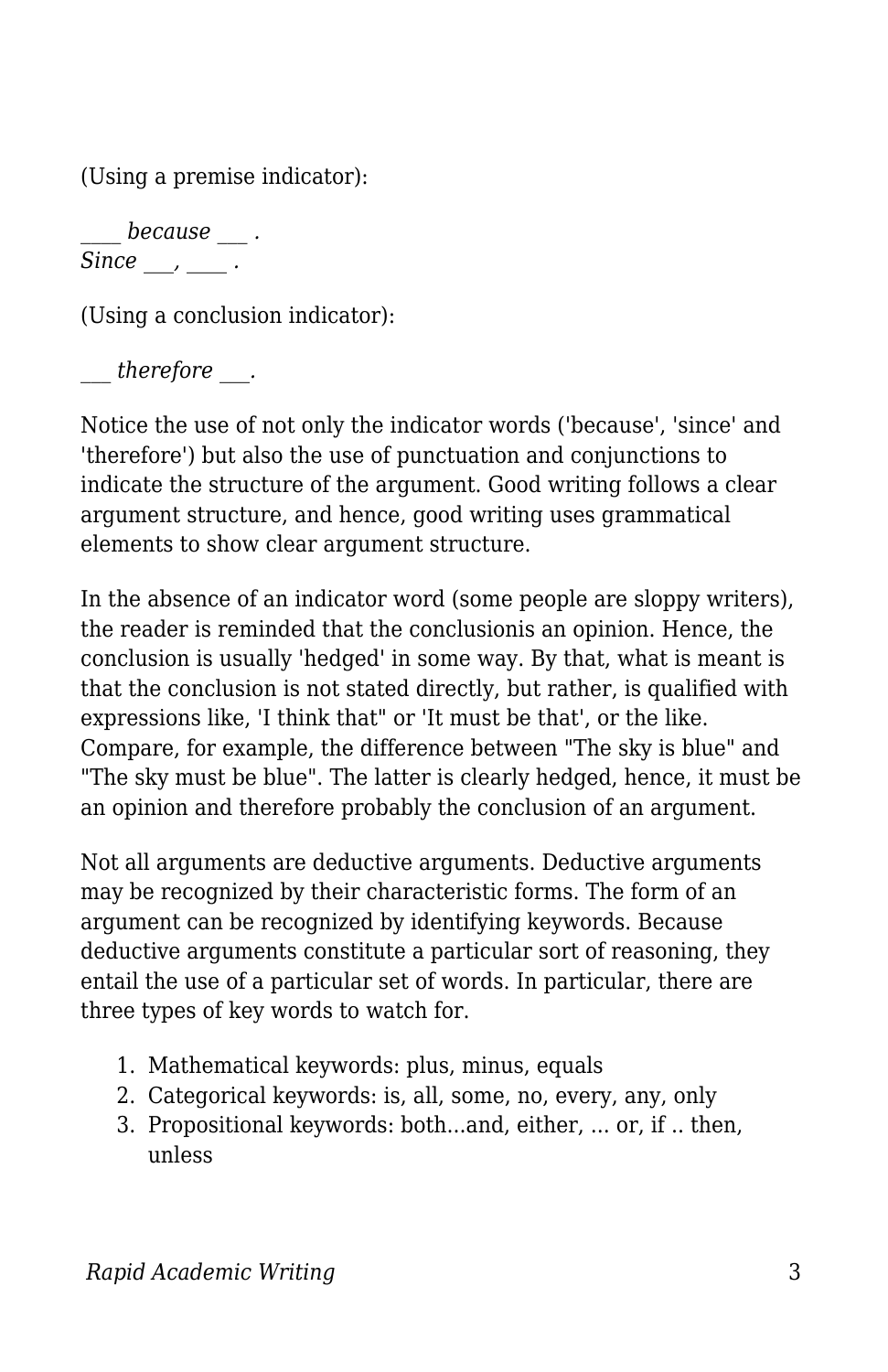(Using a premise indicator):

*____ because ___ .*  
*Since ___, ____ .*

(Using a conclusion indicator):

*___ therefore ___.*

Notice the use of not only the indicator words ('because', 'since' and 'therefore') but also the use of punctuation and conjunctions to indicate the structure of the argument. Good writing follows a clear argument structure, and hence, good writing uses grammatical elements to show clear argument structure.

In the absence of an indicator word (some people are sloppy writers), the reader is reminded that the conclusionis an opinion. Hence, the conclusion is usually 'hedged' in some way. By that, what is meant is that the conclusion is not stated directly, but rather, is qualified with expressions like, 'I think that" or 'It must be that', or the like. Compare, for example, the difference between "The sky is blue" and "The sky must be blue". The latter is clearly hedged, hence, it must be an opinion and therefore probably the conclusion of an argument.

Not all arguments are deductive arguments. Deductive arguments may be recognized by their characteristic forms. The form of an argument can be recognized by identifying keywords. Because deductive arguments constitute a particular sort of reasoning, they entail the use of a particular set of words. In particular, there are three types of key words to watch for.

1. Mathematical keywords: plus, minus, equals
2. Categorical keywords: is, all, some, no, every, any, only
3. Propositional keywords: both...and, either, ... or, if .. then, unless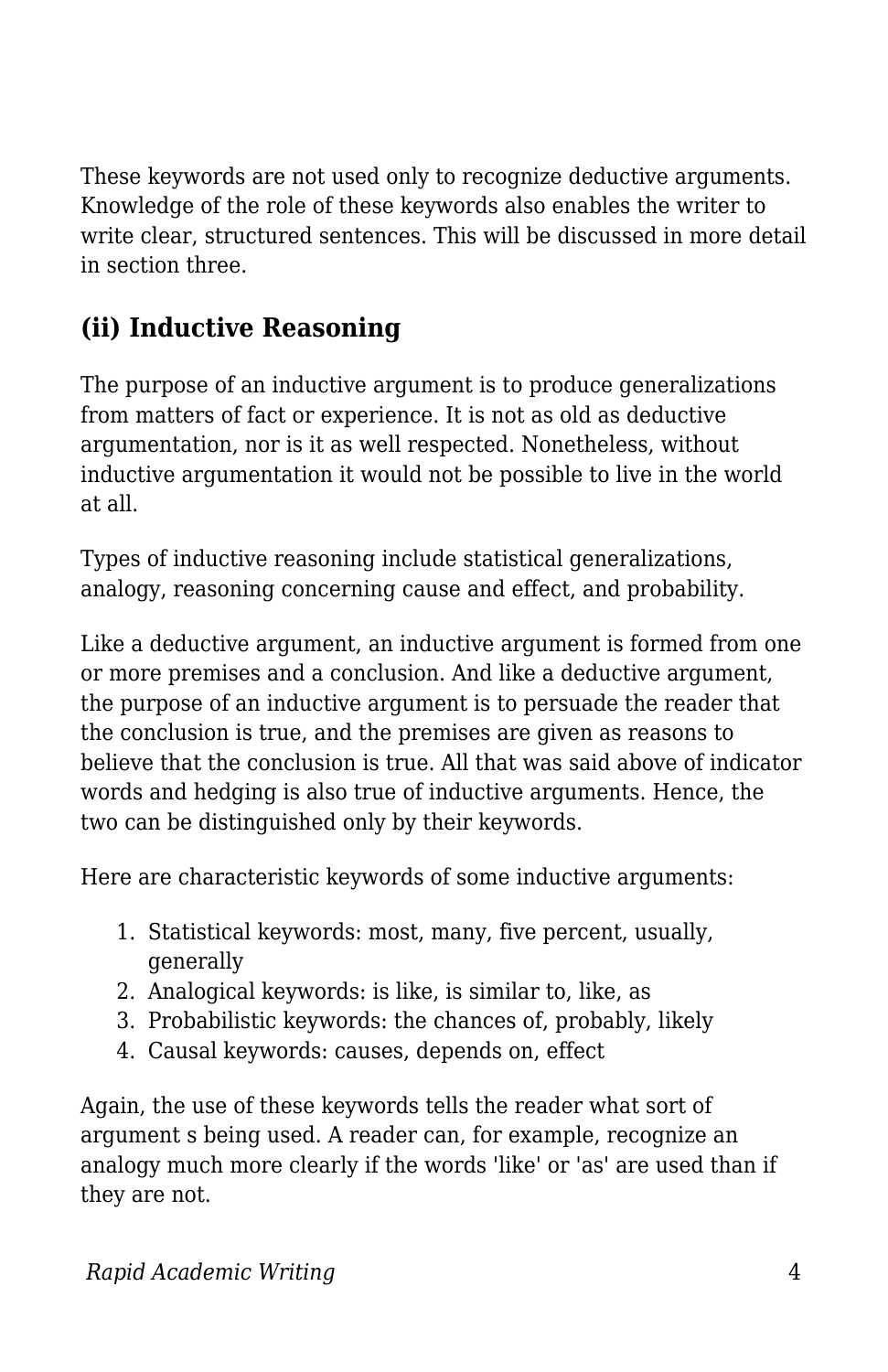These keywords are not used only to recognize deductive arguments. Knowledge of the role of these keywords also enables the writer to write clear, structured sentences. This will be discussed in more detail in section three.

### (ii) Inductive Reasoning

The purpose of an inductive argument is to produce generalizations from matters of fact or experience. It is not as old as deductive argumentation, nor is it as well respected. Nonetheless, without inductive argumentation it would not be possible to live in the world at all.

Types of inductive reasoning include statistical generalizations, analogy, reasoning concerning cause and effect, and probability.

Like a deductive argument, an inductive argument is formed from one or more premises and a conclusion. And like a deductive argument, the purpose of an inductive argument is to persuade the reader that the conclusion is true, and the premises are given as reasons to believe that the conclusion is true. All that was said above of indicator words and hedging is also true of inductive arguments. Hence, the two can be distinguished only by their keywords.

Here are characteristic keywords of some inductive arguments:

1. Statistical keywords: most, many, five percent, usually, generally
2. Analogical keywords: is like, is similar to, like, as
3. Probabilistic keywords: the chances of, probably, likely
4. Causal keywords: causes, depends on, effect

Again, the use of these keywords tells the reader what sort of argument s being used. A reader can, for example, recognize an analogy much more clearly if the words 'like' or 'as' are used than if they are not.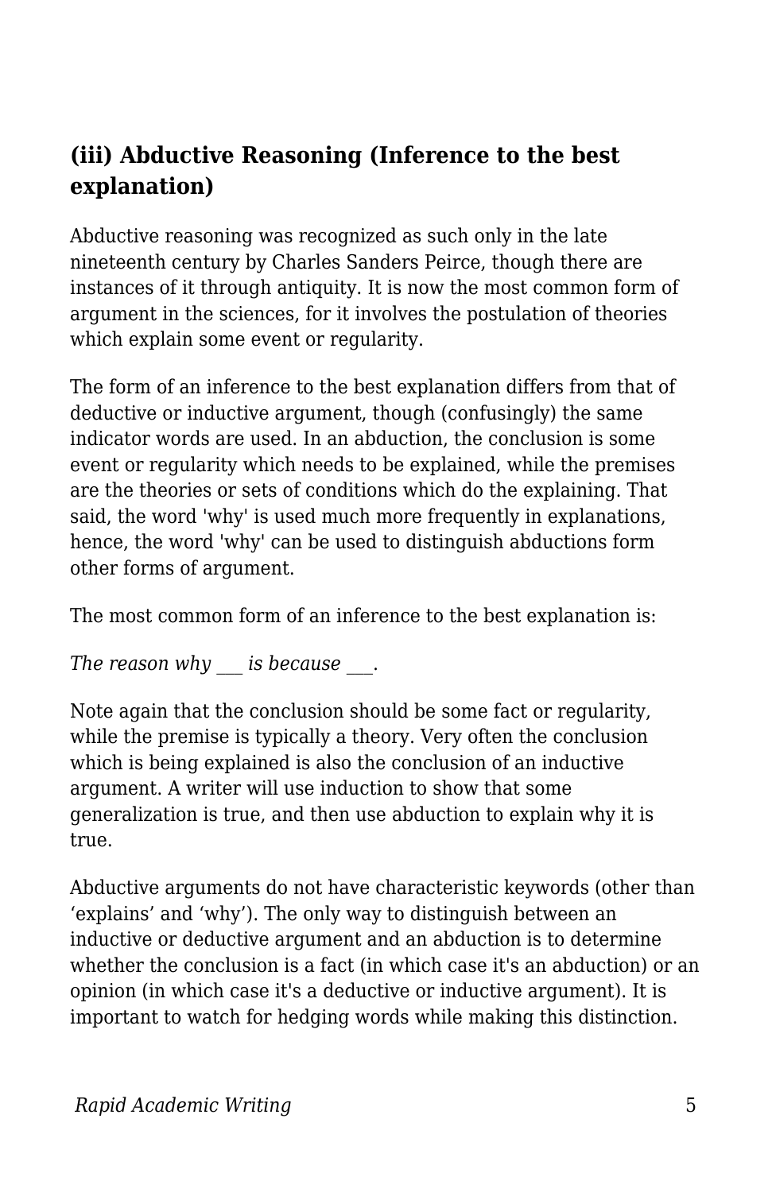### (iii) Abductive Reasoning (Inference to the best explanation)

Abductive reasoning was recognized as such only in the late nineteenth century by Charles Sanders Peirce, though there are instances of it through antiquity. It is now the most common form of argument in the sciences, for it involves the postulation of theories which explain some event or regularity.

The form of an inference to the best explanation differs from that of deductive or inductive argument, though (confusingly) the same indicator words are used. In an abduction, the conclusion is some event or regularity which needs to be explained, while the premises are the theories or sets of conditions which do the explaining. That said, the word 'why' is used much more frequently in explanations, hence, the word 'why' can be used to distinguish abductions form other forms of argument.

The most common form of an inference to the best explanation is:

*The reason why ___ is because ___.*

Note again that the conclusion should be some fact or regularity, while the premise is typically a theory. Very often the conclusion which is being explained is also the conclusion of an inductive argument. A writer will use induction to show that some generalization is true, and then use abduction to explain why it is true.

Abductive arguments do not have characteristic keywords (other than ‘explains’ and ‘why’). The only way to distinguish between an inductive or deductive argument and an abduction is to determine whether the conclusion is a fact (in which case it's an abduction) or an opinion (in which case it's a deductive or inductive argument). It is important to watch for hedging words while making this distinction.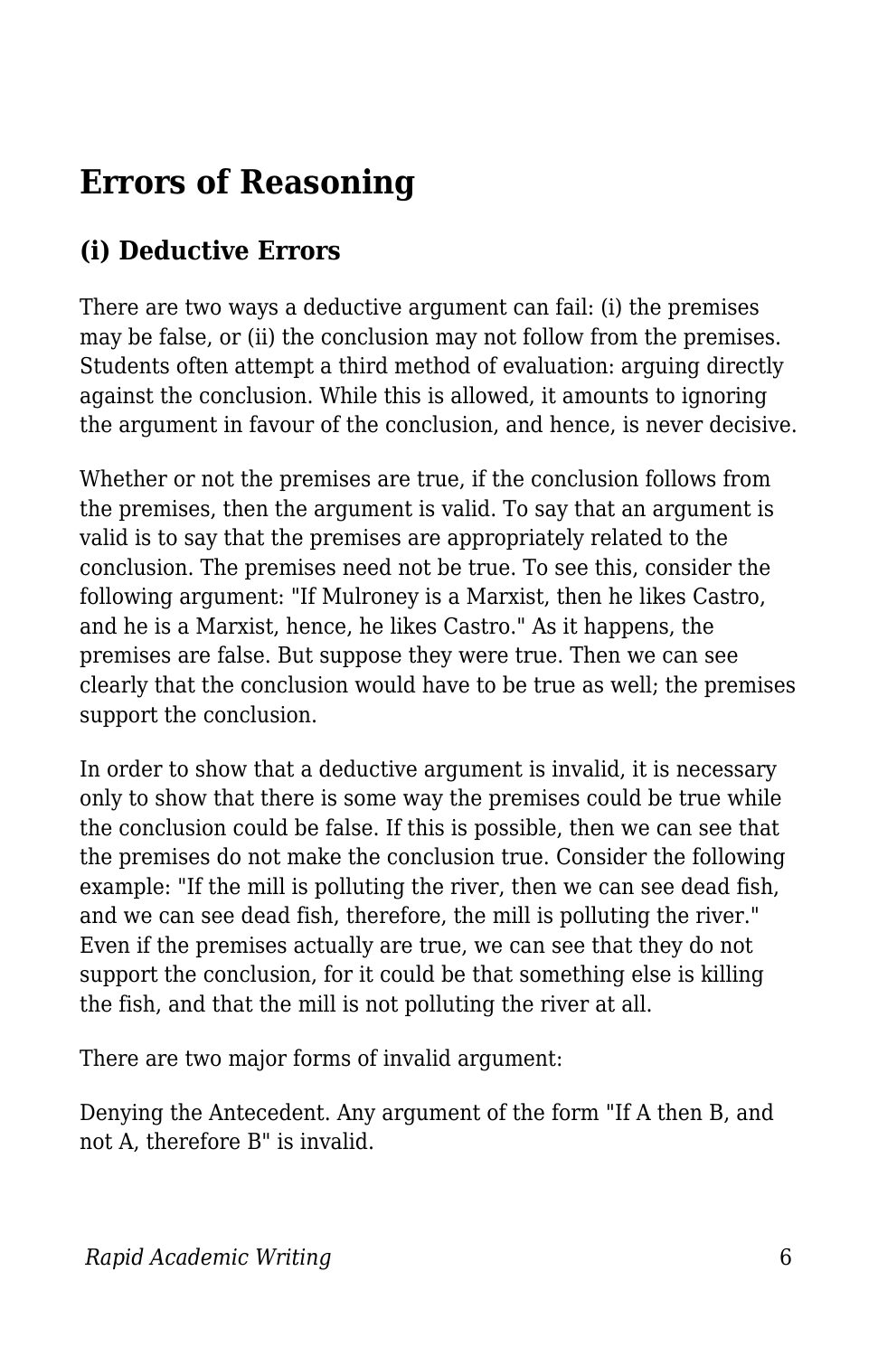# Errors of Reasoning

## (i) Deductive Errors

There are two ways a deductive argument can fail: (i) the premises may be false, or (ii) the conclusion may not follow from the premises. Students often attempt a third method of evaluation: arguing directly against the conclusion. While this is allowed, it amounts to ignoring the argument in favour of the conclusion, and hence, is never decisive.

Whether or not the premises are true, if the conclusion follows from the premises, then the argument is valid. To say that an argument is valid is to say that the premises are appropriately related to the conclusion. The premises need not be true. To see this, consider the following argument: "If Mulroney is a Marxist, then he likes Castro, and he is a Marxist, hence, he likes Castro." As it happens, the premises are false. But suppose they were true. Then we can see clearly that the conclusion would have to be true as well; the premises support the conclusion.

In order to show that a deductive argument is invalid, it is necessary only to show that there is some way the premises could be true while the conclusion could be false. If this is possible, then we can see that the premises do not make the conclusion true. Consider the following example: "If the mill is polluting the river, then we can see dead fish, and we can see dead fish, therefore, the mill is polluting the river." Even if the premises actually are true, we can see that they do not support the conclusion, for it could be that something else is killing the fish, and that the mill is not polluting the river at all.

There are two major forms of invalid argument:

Denying the Antecedent. Any argument of the form "If A then B, and not A, therefore B" is invalid.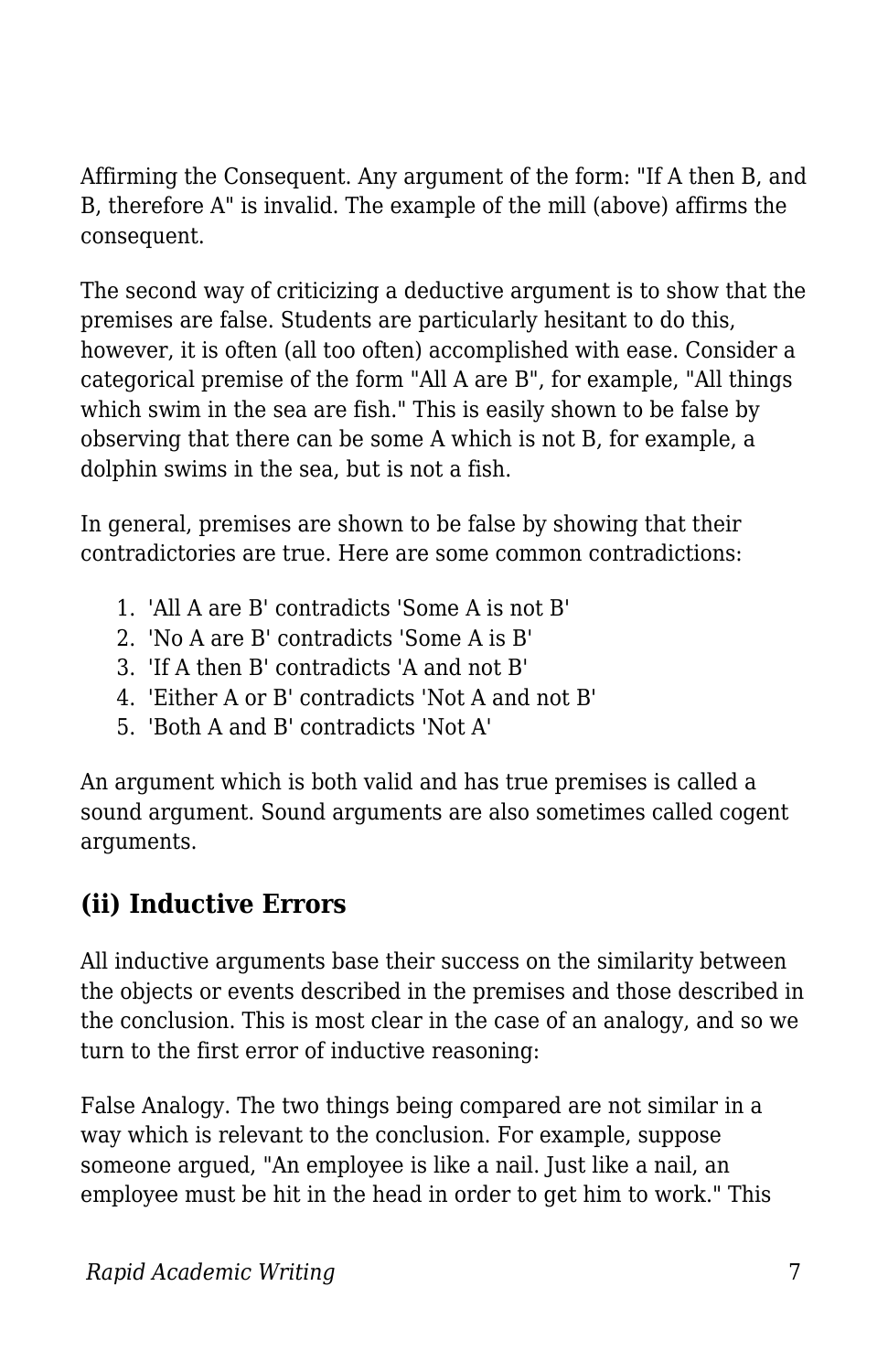Affirming the Consequent. Any argument of the form: "If A then B, and B, therefore A" is invalid. The example of the mill (above) affirms the consequent.

The second way of criticizing a deductive argument is to show that the premises are false. Students are particularly hesitant to do this, however, it is often (all too often) accomplished with ease. Consider a categorical premise of the form "All A are B", for example, "All things which swim in the sea are fish." This is easily shown to be false by observing that there can be some A which is not B, for example, a dolphin swims in the sea, but is not a fish.

In general, premises are shown to be false by showing that their contradictories are true. Here are some common contradictions:

1. 'All A are B' contradicts 'Some A is not B'
2. 'No A are B' contradicts 'Some A is B'
3. 'If A then B' contradicts 'A and not B'
4. 'Either A or B' contradicts 'Not A and not B'
5. 'Both A and B' contradicts 'Not A'

An argument which is both valid and has true premises is called a sound argument. Sound arguments are also sometimes called cogent arguments.

## (ii) Inductive Errors

All inductive arguments base their success on the similarity between the objects or events described in the premises and those described in the conclusion. This is most clear in the case of an analogy, and so we turn to the first error of inductive reasoning:

False Analogy. The two things being compared are not similar in a way which is relevant to the conclusion. For example, suppose someone argued, "An employee is like a nail. Just like a nail, an employee must be hit in the head in order to get him to work." This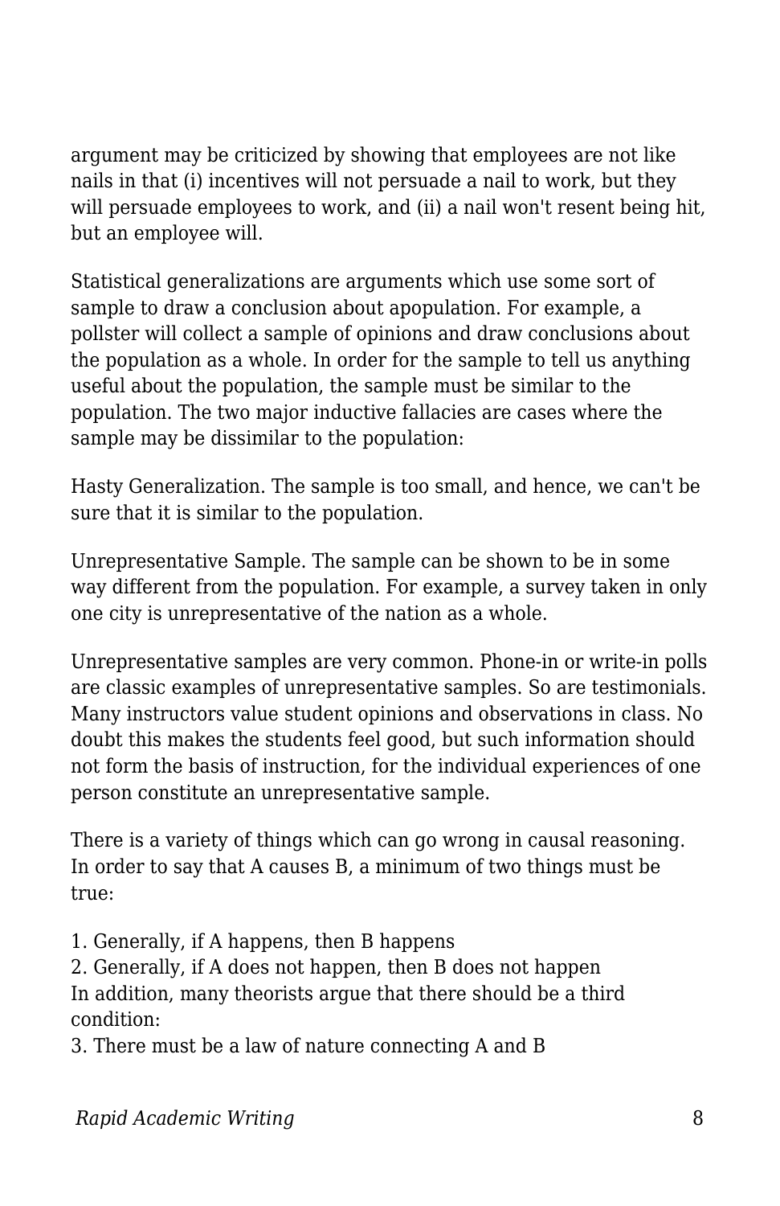argument may be criticized by showing that employees are not like nails in that (i) incentives will not persuade a nail to work, but they will persuade employees to work, and (ii) a nail won't resent being hit, but an employee will.

Statistical generalizations are arguments which use some sort of sample to draw a conclusion about apopulation. For example, a pollster will collect a sample of opinions and draw conclusions about the population as a whole. In order for the sample to tell us anything useful about the population, the sample must be similar to the population. The two major inductive fallacies are cases where the sample may be dissimilar to the population:

Hasty Generalization. The sample is too small, and hence, we can't be sure that it is similar to the population.

Unrepresentative Sample. The sample can be shown to be in some way different from the population. For example, a survey taken in only one city is unrepresentative of the nation as a whole.

Unrepresentative samples are very common. Phone-in or write-in polls are classic examples of unrepresentative samples. So are testimonials. Many instructors value student opinions and observations in class. No doubt this makes the students feel good, but such information should not form the basis of instruction, for the individual experiences of one person constitute an unrepresentative sample.

There is a variety of things which can go wrong in causal reasoning. In order to say that A causes B, a minimum of two things must be true:

1. Generally, if A happens, then B happens
2. Generally, if A does not happen, then B does not happen

In addition, many theorists argue that there should be a third condition:

3. There must be a law of nature connecting A and B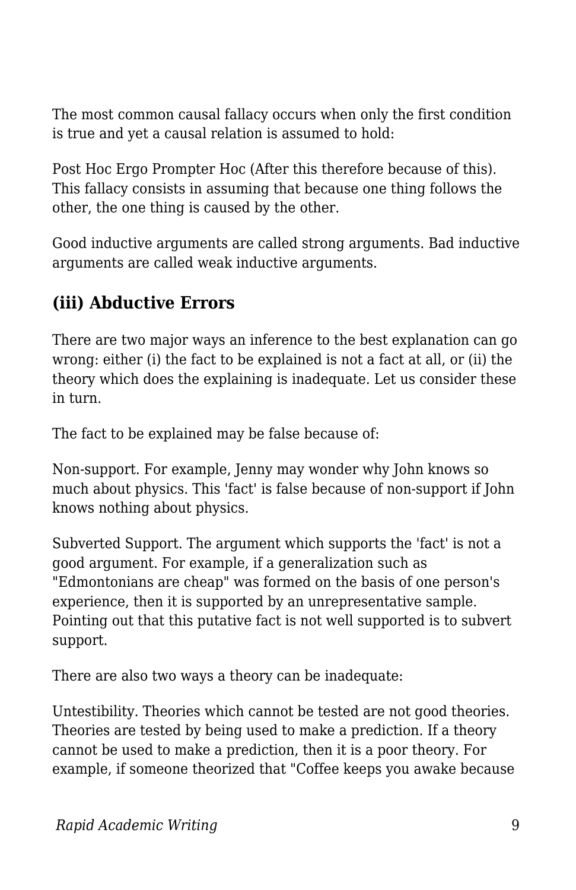The most common causal fallacy occurs when only the first condition is true and yet a causal relation is assumed to hold:

Post Hoc Ergo Prompter Hoc (After this therefore because of this). This fallacy consists in assuming that because one thing follows the other, the one thing is caused by the other.

Good inductive arguments are called strong arguments. Bad inductive arguments are called weak inductive arguments.

## (iii) Abductive Errors

There are two major ways an inference to the best explanation can go wrong: either (i) the fact to be explained is not a fact at all, or (ii) the theory which does the explaining is inadequate. Let us consider these in turn.

The fact to be explained may be false because of:

Non-support. For example, Jenny may wonder why John knows so much about physics. This 'fact' is false because of non-support if John knows nothing about physics.

Subverted Support. The argument which supports the 'fact' is not a good argument. For example, if a generalization such as "Edmontonians are cheap" was formed on the basis of one person's experience, then it is supported by an unrepresentative sample. Pointing out that this putative fact is not well supported is to subvert support.

There are also two ways a theory can be inadequate:

Untestibility. Theories which cannot be tested are not good theories. Theories are tested by being used to make a prediction. If a theory cannot be used to make a prediction, then it is a poor theory. For example, if someone theorized that "Coffee keeps you awake because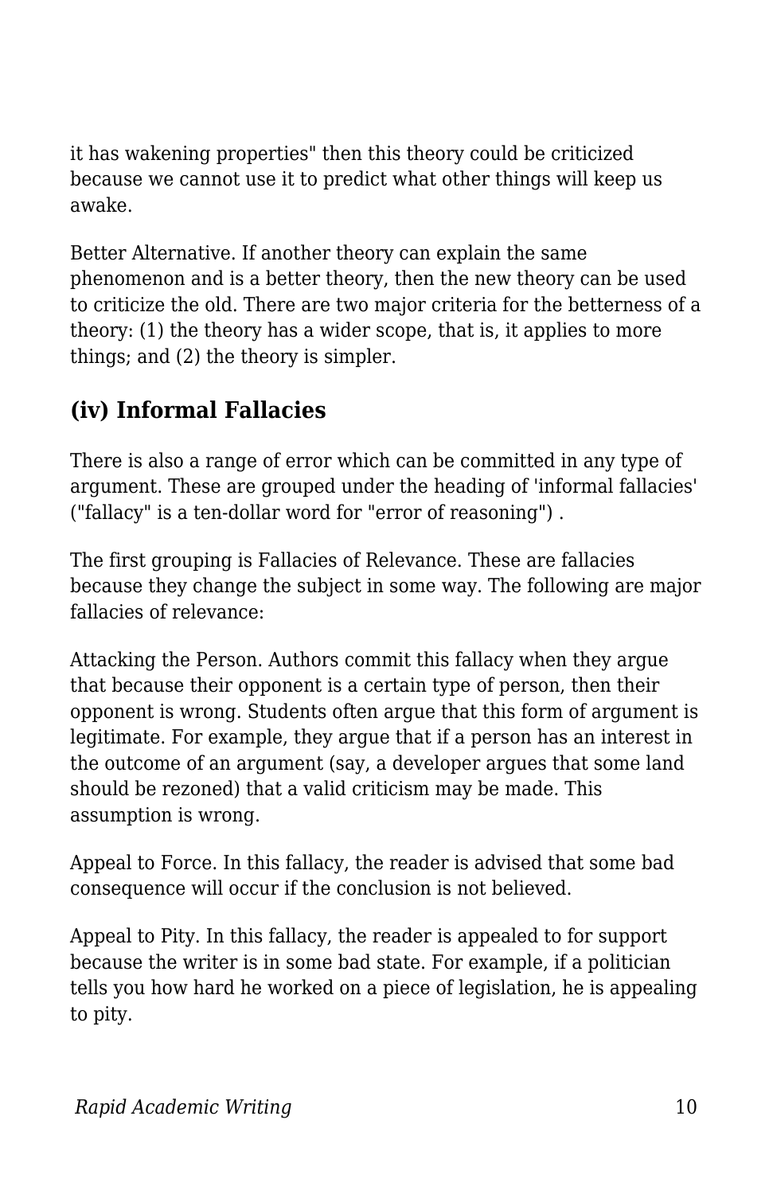it has wakening properties" then this theory could be criticized because we cannot use it to predict what other things will keep us awake.

Better Alternative. If another theory can explain the same phenomenon and is a better theory, then the new theory can be used to criticize the old. There are two major criteria for the betterness of a theory: (1) the theory has a wider scope, that is, it applies to more things; and (2) the theory is simpler.

### (iv) Informal Fallacies

There is also a range of error which can be committed in any type of argument. These are grouped under the heading of 'informal fallacies' ("fallacy" is a ten-dollar word for "error of reasoning") .

The first grouping is Fallacies of Relevance. These are fallacies because they change the subject in some way. The following are major fallacies of relevance:

Attacking the Person. Authors commit this fallacy when they argue that because their opponent is a certain type of person, then their opponent is wrong. Students often argue that this form of argument is legitimate. For example, they argue that if a person has an interest in the outcome of an argument (say, a developer argues that some land should be rezoned) that a valid criticism may be made. This assumption is wrong.

Appeal to Force. In this fallacy, the reader is advised that some bad consequence will occur if the conclusion is not believed.

Appeal to Pity. In this fallacy, the reader is appealed to for support because the writer is in some bad state. For example, if a politician tells you how hard he worked on a piece of legislation, he is appealing to pity.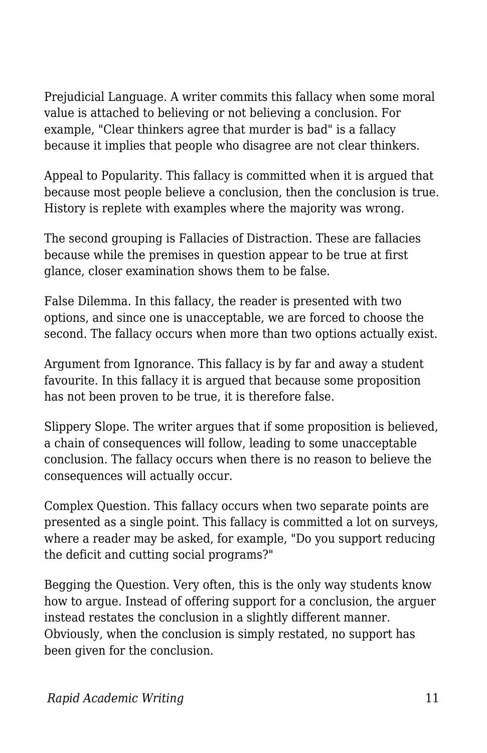Prejudicial Language. A writer commits this fallacy when some moral value is attached to believing or not believing a conclusion. For example, "Clear thinkers agree that murder is bad" is a fallacy because it implies that people who disagree are not clear thinkers.

Appeal to Popularity. This fallacy is committed when it is argued that because most people believe a conclusion, then the conclusion is true. History is replete with examples where the majority was wrong.

The second grouping is Fallacies of Distraction. These are fallacies because while the premises in question appear to be true at first glance, closer examination shows them to be false.

False Dilemma. In this fallacy, the reader is presented with two options, and since one is unacceptable, we are forced to choose the second. The fallacy occurs when more than two options actually exist.

Argument from Ignorance. This fallacy is by far and away a student favourite. In this fallacy it is argued that because some proposition has not been proven to be true, it is therefore false.

Slippery Slope. The writer argues that if some proposition is believed, a chain of consequences will follow, leading to some unacceptable conclusion. The fallacy occurs when there is no reason to believe the consequences will actually occur.

Complex Question. This fallacy occurs when two separate points are presented as a single point. This fallacy is committed a lot on surveys, where a reader may be asked, for example, "Do you support reducing the deficit and cutting social programs?"

Begging the Question. Very often, this is the only way students know how to argue. Instead of offering support for a conclusion, the arguer instead restates the conclusion in a slightly different manner. Obviously, when the conclusion is simply restated, no support has been given for the conclusion.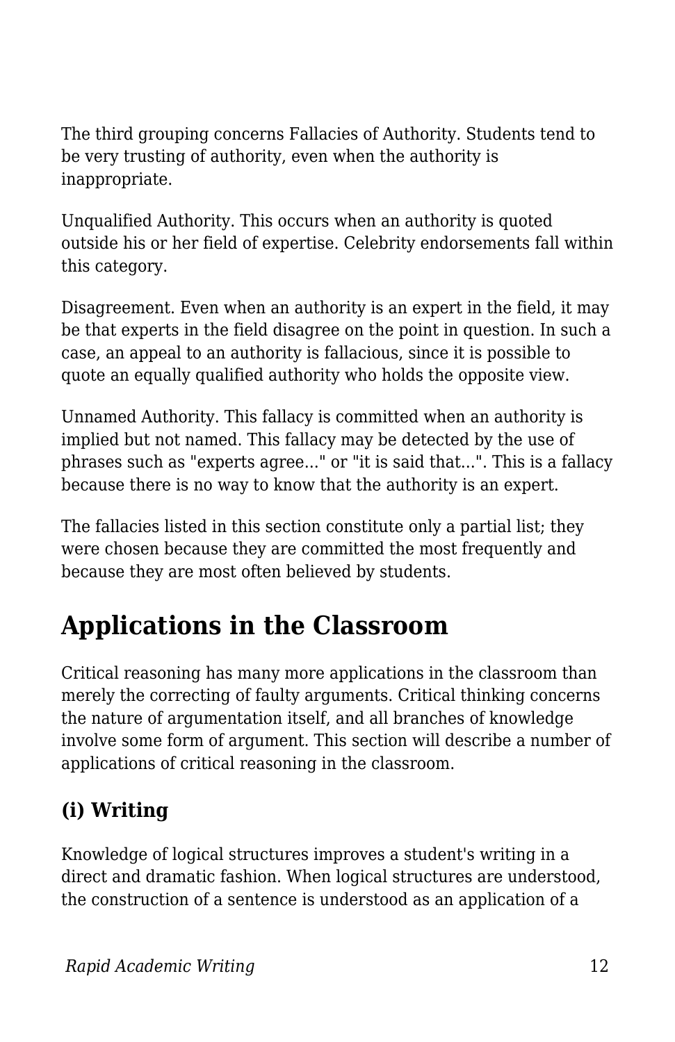The third grouping concerns Fallacies of Authority. Students tend to be very trusting of authority, even when the authority is inappropriate.

Unqualified Authority. This occurs when an authority is quoted outside his or her field of expertise. Celebrity endorsements fall within this category.

Disagreement. Even when an authority is an expert in the field, it may be that experts in the field disagree on the point in question. In such a case, an appeal to an authority is fallacious, since it is possible to quote an equally qualified authority who holds the opposite view.

Unnamed Authority. This fallacy is committed when an authority is implied but not named. This fallacy may be detected by the use of phrases such as "experts agree..." or "it is said that...". This is a fallacy because there is no way to know that the authority is an expert.

The fallacies listed in this section constitute only a partial list; they were chosen because they are committed the most frequently and because they are most often believed by students.

## Applications in the Classroom

Critical reasoning has many more applications in the classroom than merely the correcting of faulty arguments. Critical thinking concerns the nature of argumentation itself, and all branches of knowledge involve some form of argument. This section will describe a number of applications of critical reasoning in the classroom.

### (i) Writing

Knowledge of logical structures improves a student's writing in a direct and dramatic fashion. When logical structures are understood, the construction of a sentence is understood as an application of a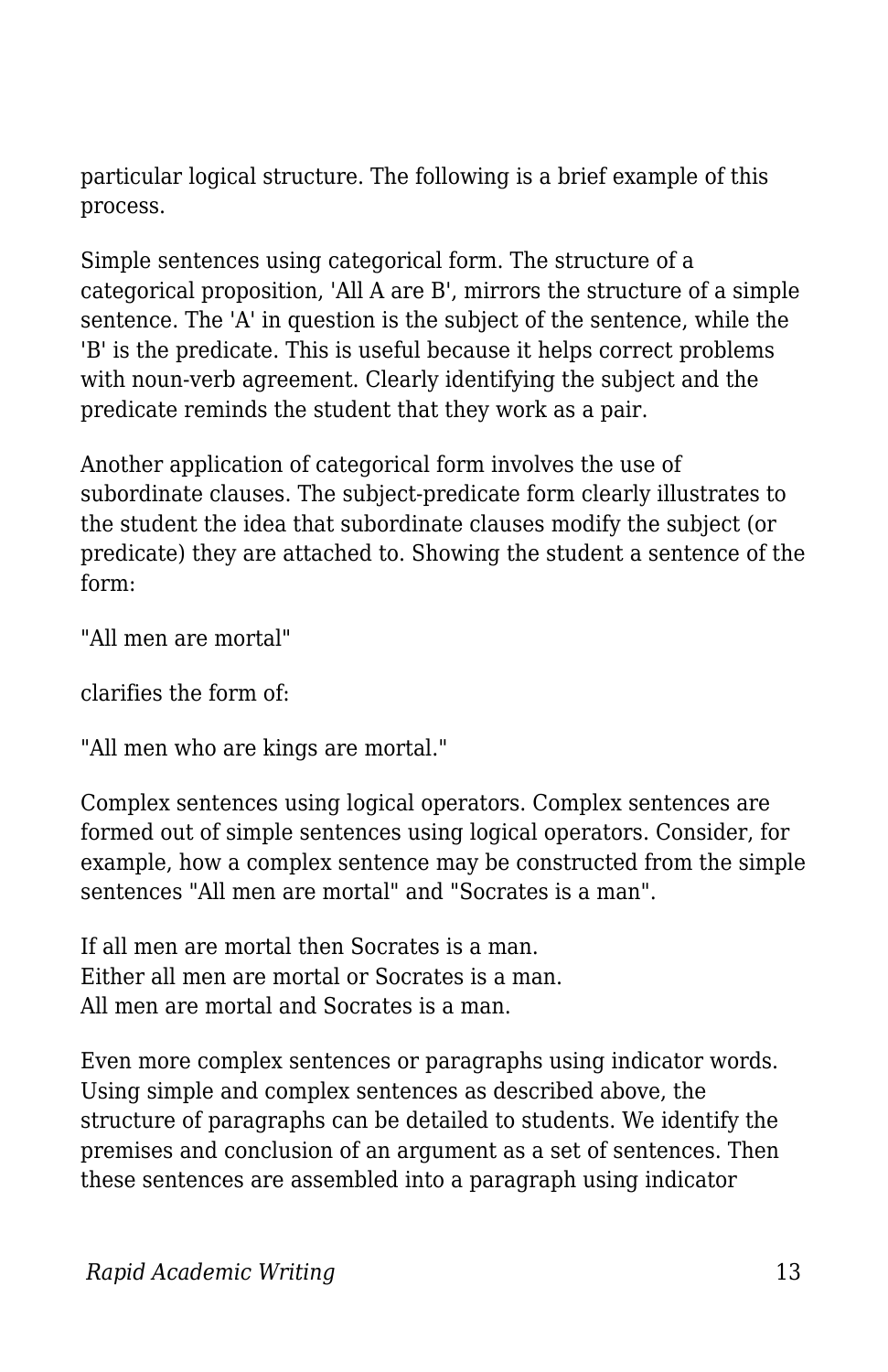particular logical structure. The following is a brief example of this process.

Simple sentences using categorical form. The structure of a categorical proposition, 'All A are B', mirrors the structure of a simple sentence. The 'A' in question is the subject of the sentence, while the 'B' is the predicate. This is useful because it helps correct problems with noun-verb agreement. Clearly identifying the subject and the predicate reminds the student that they work as a pair.

Another application of categorical form involves the use of subordinate clauses. The subject-predicate form clearly illustrates to the student the idea that subordinate clauses modify the subject (or predicate) they are attached to. Showing the student a sentence of the form:

"All men are mortal"

clarifies the form of:

"All men who are kings are mortal."

Complex sentences using logical operators. Complex sentences are formed out of simple sentences using logical operators. Consider, for example, how a complex sentence may be constructed from the simple sentences "All men are mortal" and "Socrates is a man".

If all men are mortal then Socrates is a man.
Either all men are mortal or Socrates is a man.
All men are mortal and Socrates is a man.

Even more complex sentences or paragraphs using indicator words. Using simple and complex sentences as described above, the structure of paragraphs can be detailed to students. We identify the premises and conclusion of an argument as a set of sentences. Then these sentences are assembled into a paragraph using indicator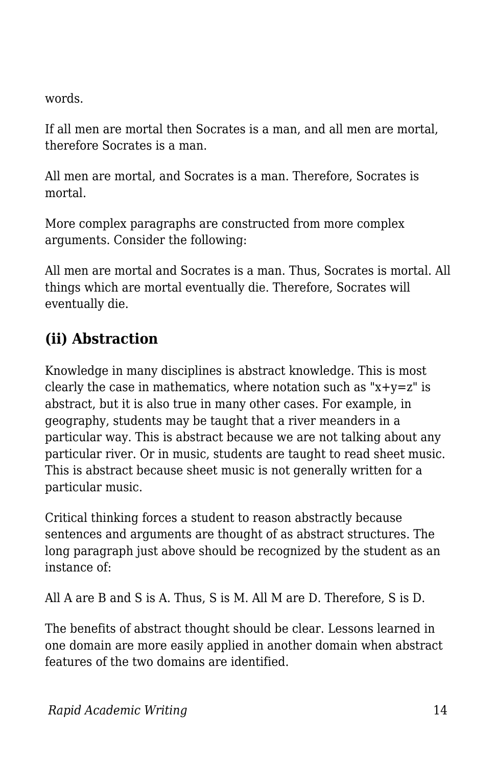words.

If all men are mortal then Socrates is a man, and all men are mortal, therefore Socrates is a man.

All men are mortal, and Socrates is a man. Therefore, Socrates is mortal.

More complex paragraphs are constructed from more complex arguments. Consider the following:

All men are mortal and Socrates is a man. Thus, Socrates is mortal. All things which are mortal eventually die. Therefore, Socrates will eventually die.

## (ii) Abstraction

Knowledge in many disciplines is abstract knowledge. This is most clearly the case in mathematics, where notation such as "x+y=z" is abstract, but it is also true in many other cases. For example, in geography, students may be taught that a river meanders in a particular way. This is abstract because we are not talking about any particular river. Or in music, students are taught to read sheet music. This is abstract because sheet music is not generally written for a particular music.

Critical thinking forces a student to reason abstractly because sentences and arguments are thought of as abstract structures. The long paragraph just above should be recognized by the student as an instance of:

All A are B and S is A. Thus, S is M. All M are D. Therefore, S is D.

The benefits of abstract thought should be clear. Lessons learned in one domain are more easily applied in another domain when abstract features of the two domains are identified.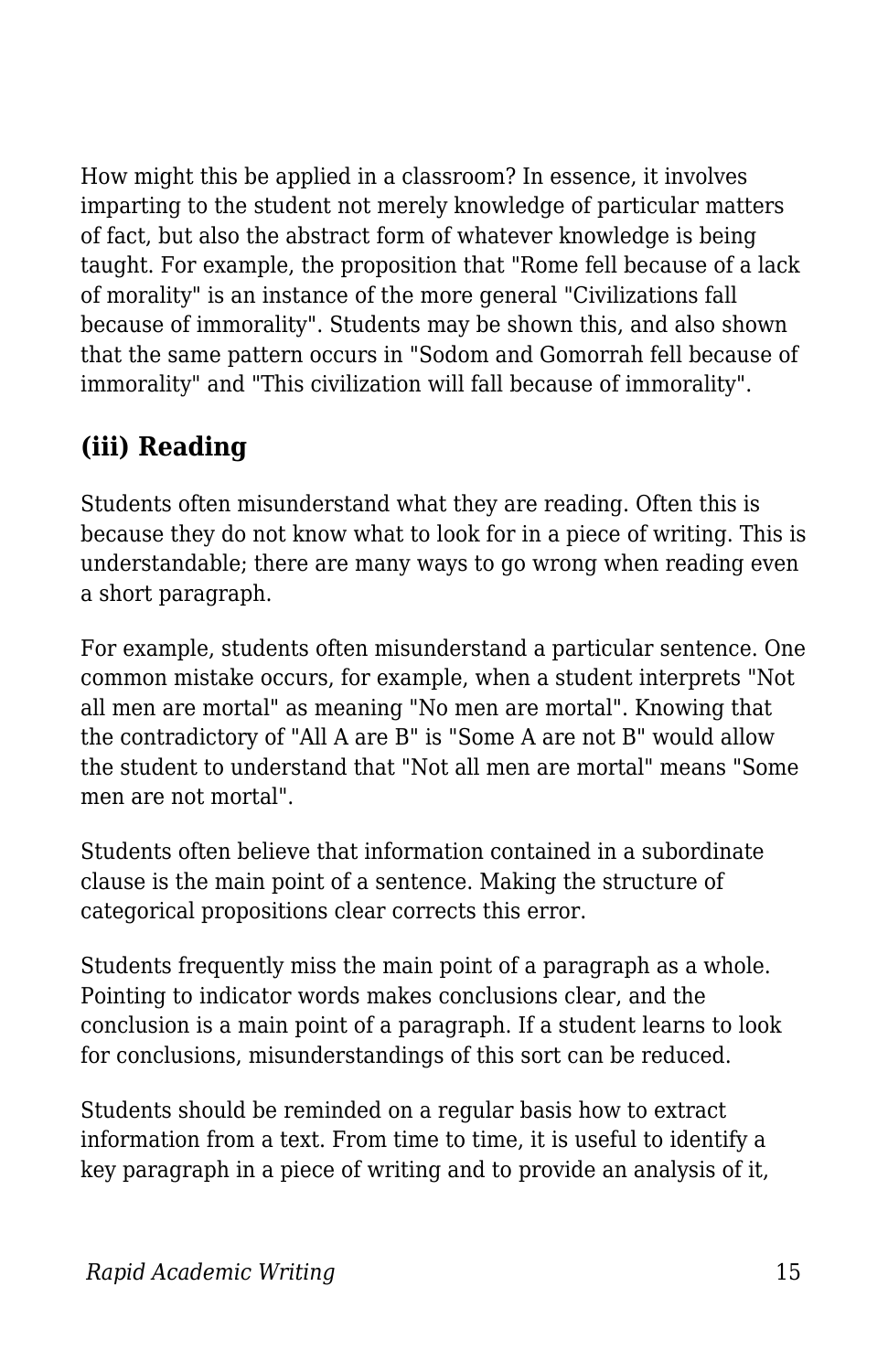How might this be applied in a classroom? In essence, it involves imparting to the student not merely knowledge of particular matters of fact, but also the abstract form of whatever knowledge is being taught. For example, the proposition that "Rome fell because of a lack of morality" is an instance of the more general "Civilizations fall because of immorality". Students may be shown this, and also shown that the same pattern occurs in "Sodom and Gomorrah fell because of immorality" and "This civilization will fall because of immorality".

### (iii) Reading

Students often misunderstand what they are reading. Often this is because they do not know what to look for in a piece of writing. This is understandable; there are many ways to go wrong when reading even a short paragraph.

For example, students often misunderstand a particular sentence. One common mistake occurs, for example, when a student interprets "Not all men are mortal" as meaning "No men are mortal". Knowing that the contradictory of "All A are B" is "Some A are not B" would allow the student to understand that "Not all men are mortal" means "Some men are not mortal".

Students often believe that information contained in a subordinate clause is the main point of a sentence. Making the structure of categorical propositions clear corrects this error.

Students frequently miss the main point of a paragraph as a whole. Pointing to indicator words makes conclusions clear, and the conclusion is a main point of a paragraph. If a student learns to look for conclusions, misunderstandings of this sort can be reduced.

Students should be reminded on a regular basis how to extract information from a text. From time to time, it is useful to identify a key paragraph in a piece of writing and to provide an analysis of it,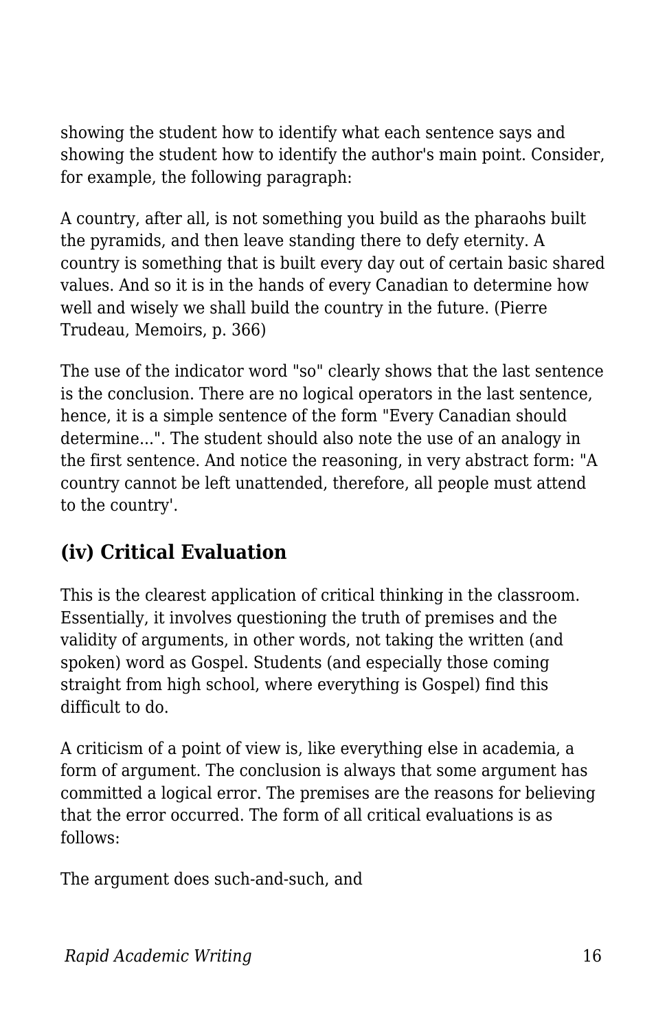showing the student how to identify what each sentence says and showing the student how to identify the author's main point. Consider, for example, the following paragraph:

A country, after all, is not something you build as the pharaohs built the pyramids, and then leave standing there to defy eternity. A country is something that is built every day out of certain basic shared values. And so it is in the hands of every Canadian to determine how well and wisely we shall build the country in the future. (Pierre Trudeau, Memoirs, p. 366)

The use of the indicator word "so" clearly shows that the last sentence is the conclusion. There are no logical operators in the last sentence, hence, it is a simple sentence of the form "Every Canadian should determine...". The student should also note the use of an analogy in the first sentence. And notice the reasoning, in very abstract form: "A country cannot be left unattended, therefore, all people must attend to the country'.

## (iv) Critical Evaluation

This is the clearest application of critical thinking in the classroom. Essentially, it involves questioning the truth of premises and the validity of arguments, in other words, not taking the written (and spoken) word as Gospel. Students (and especially those coming straight from high school, where everything is Gospel) find this difficult to do.

A criticism of a point of view is, like everything else in academia, a form of argument. The conclusion is always that some argument has committed a logical error. The premises are the reasons for believing that the error occurred. The form of all critical evaluations is as follows:

The argument does such-and-such, and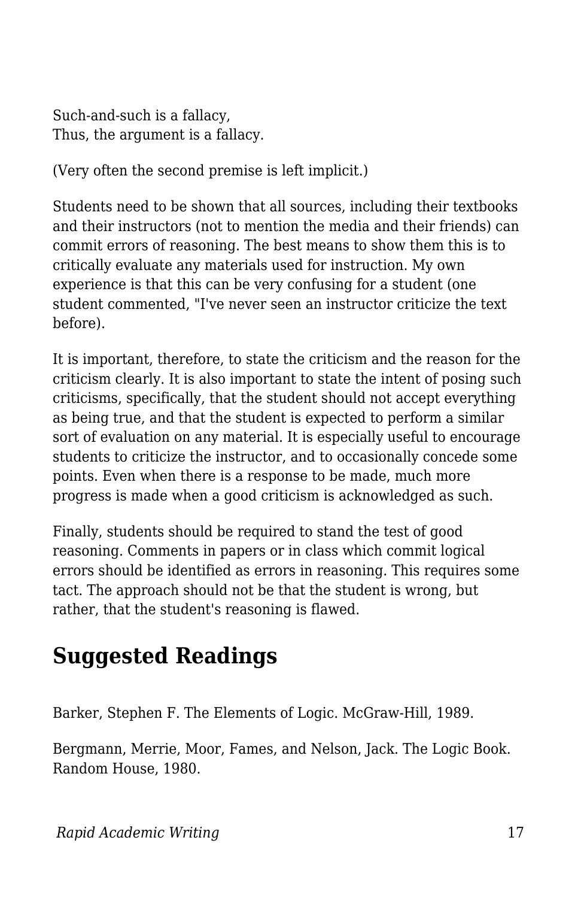Such-and-such is a fallacy,
Thus, the argument is a fallacy.

(Very often the second premise is left implicit.)

Students need to be shown that all sources, including their textbooks and their instructors (not to mention the media and their friends) can commit errors of reasoning. The best means to show them this is to critically evaluate any materials used for instruction. My own experience is that this can be very confusing for a student (one student commented, "I've never seen an instructor criticize the text before).

It is important, therefore, to state the criticism and the reason for the criticism clearly. It is also important to state the intent of posing such criticisms, specifically, that the student should not accept everything as being true, and that the student is expected to perform a similar sort of evaluation on any material. It is especially useful to encourage students to criticize the instructor, and to occasionally concede some points. Even when there is a response to be made, much more progress is made when a good criticism is acknowledged as such.

Finally, students should be required to stand the test of good reasoning. Comments in papers or in class which commit logical errors should be identified as errors in reasoning. This requires some tact. The approach should not be that the student is wrong, but rather, that the student's reasoning is flawed.

## Suggested Readings

Barker, Stephen F. The Elements of Logic. McGraw-Hill, 1989.

Bergmann, Merrie, Moor, Fames, and Nelson, Jack. The Logic Book. Random House, 1980.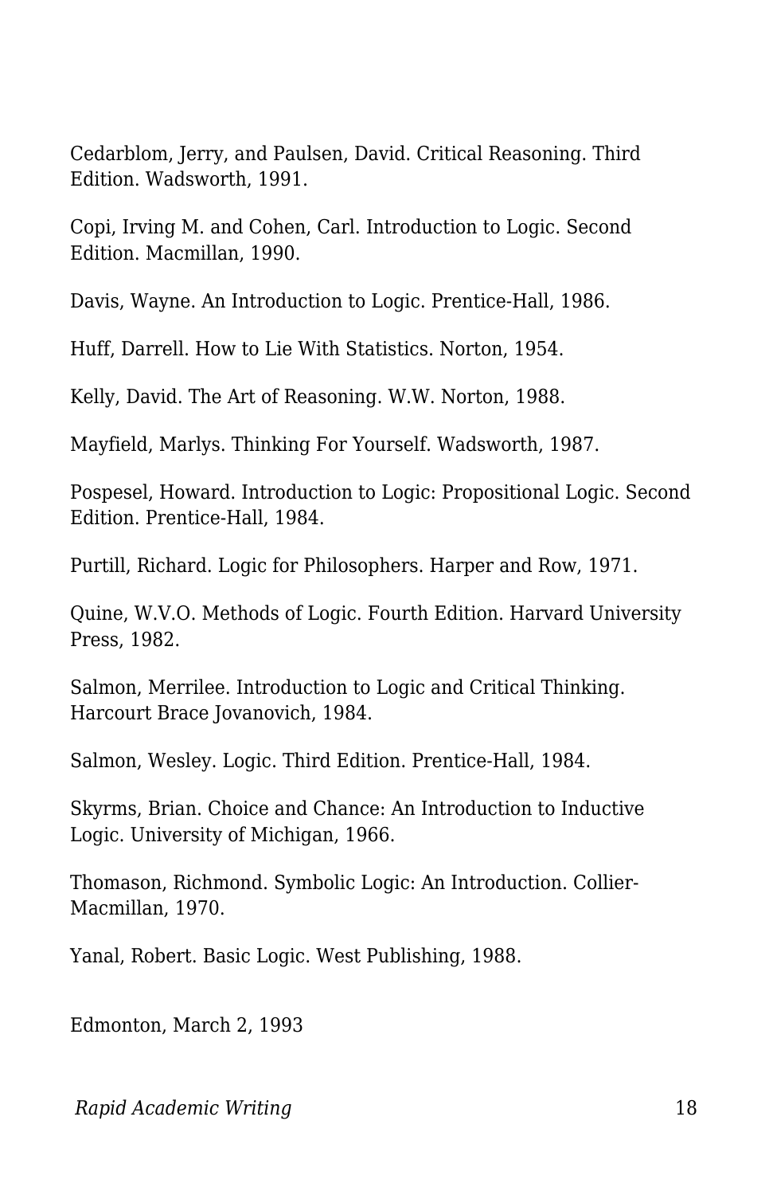Cedarblom, Jerry, and Paulsen, David. Critical Reasoning. Third Edition. Wadsworth, 1991.

Copi, Irving M. and Cohen, Carl. Introduction to Logic. Second Edition. Macmillan, 1990.

Davis, Wayne. An Introduction to Logic. Prentice-Hall, 1986.

Huff, Darrell. How to Lie With Statistics. Norton, 1954.

Kelly, David. The Art of Reasoning. W.W. Norton, 1988.

Mayfield, Marlys. Thinking For Yourself. Wadsworth, 1987.

Pospesel, Howard. Introduction to Logic: Propositional Logic. Second Edition. Prentice-Hall, 1984.

Purtill, Richard. Logic for Philosophers. Harper and Row, 1971.

Quine, W.V.O. Methods of Logic. Fourth Edition. Harvard University Press, 1982.

Salmon, Merrilee. Introduction to Logic and Critical Thinking. Harcourt Brace Jovanovich, 1984.

Salmon, Wesley. Logic. Third Edition. Prentice-Hall, 1984.

Skyrms, Brian. Choice and Chance: An Introduction to Inductive Logic. University of Michigan, 1966.

Thomason, Richmond. Symbolic Logic: An Introduction. Collier-Macmillan, 1970.

Yanal, Robert. Basic Logic. West Publishing, 1988.

Edmonton, March 2, 1993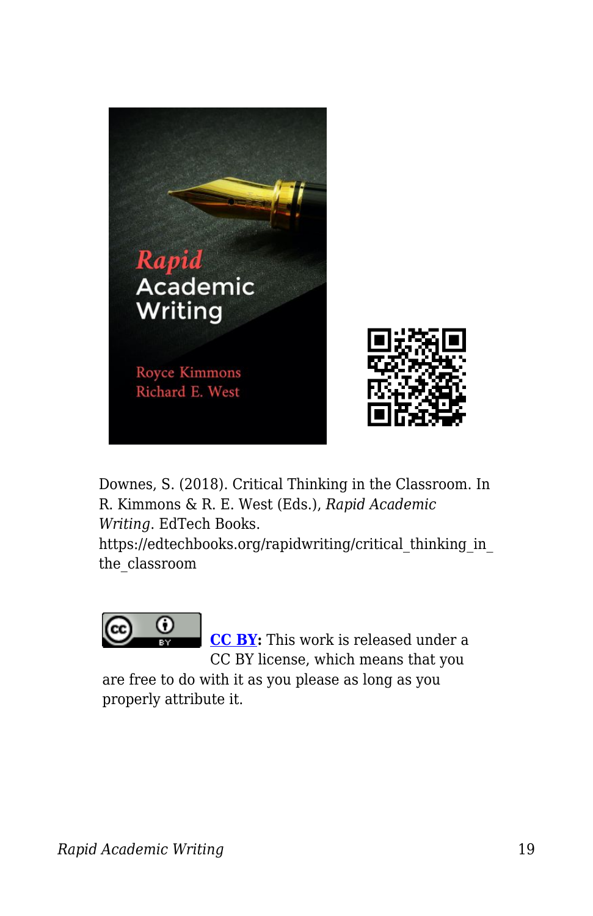Downes, S. (2018). Critical Thinking in the Classroom. In R. Kimmons & R. E. West (Eds.), *Rapid Academic Writing*. EdTech Books. https://edtechbooks.org/rapidwriting/critical_thinking_in_the_classroom

**CC BY:** This work is released under a CC BY license, which means that you are free to do with it as you please as long as you properly attribute it.